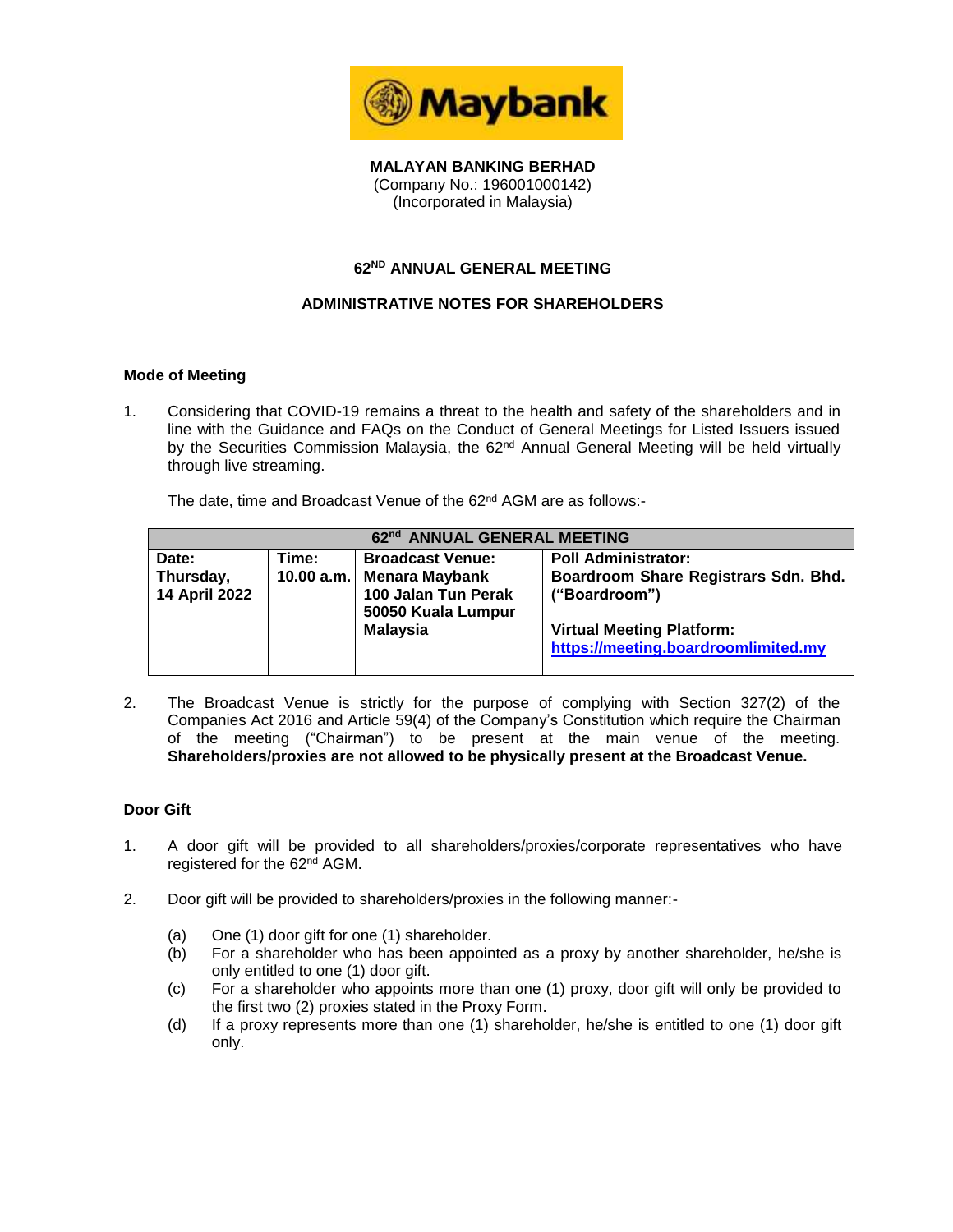**MALAYAN BANKING BERHAD**
(Company No.: 196001000142)
(Incorporated in Malaysia)

# 62[ND] ANNUAL GENERAL MEETING

## ADMINISTRATIVE NOTES FOR SHAREHOLDERS

### Mode of Meeting

1. Considering that COVID-19 remains a threat to the health and safety of the shareholders and in line with the Guidance and FAQs on the Conduct of General Meetings for Listed Issuers issued by the Securities Commission Malaysia, the 62nd Annual General Meeting will be held virtually through live streaming.

   The date, time and Broadcast Venue of the 62nd AGM are as follows:-

| 62nd ANNUAL GENERAL MEETING | | | |
|---|---|---|---|
| **Date:**<br>**Thursday,**<br>**14 April 2022** | **Time:**<br>**10.00 a.m.** | **Broadcast Venue:**<br>**Menara Maybank**<br>**100 Jalan Tun Perak**<br>**50050 Kuala Lumpur**<br>**Malaysia** | **Poll Administrator:**<br>**Boardroom Share Registrars Sdn. Bhd. ("Boardroom")**<br><br>**Virtual Meeting Platform:**<br>**https://meeting.boardroomlimited.my** |

2. The Broadcast Venue is strictly for the purpose of complying with Section 327(2) of the Companies Act 2016 and Article 59(4) of the Company's Constitution which require the Chairman of the meeting ("Chairman") to be present at the main venue of the meeting. **Shareholders/proxies are not allowed to be physically present at the Broadcast Venue.**

### Door Gift

1. A door gift will be provided to all shareholders/proxies/corporate representatives who have registered for the 62nd AGM.

2. Door gift will be provided to shareholders/proxies in the following manner:-

   (a) One (1) door gift for one (1) shareholder.
   (b) For a shareholder who has been appointed as a proxy by another shareholder, he/she is only entitled to one (1) door gift.
   (c) For a shareholder who appoints more than one (1) proxy, door gift will only be provided to the first two (2) proxies stated in the Proxy Form.
   (d) If a proxy represents more than one (1) shareholder, he/she is entitled to one (1) door gift only.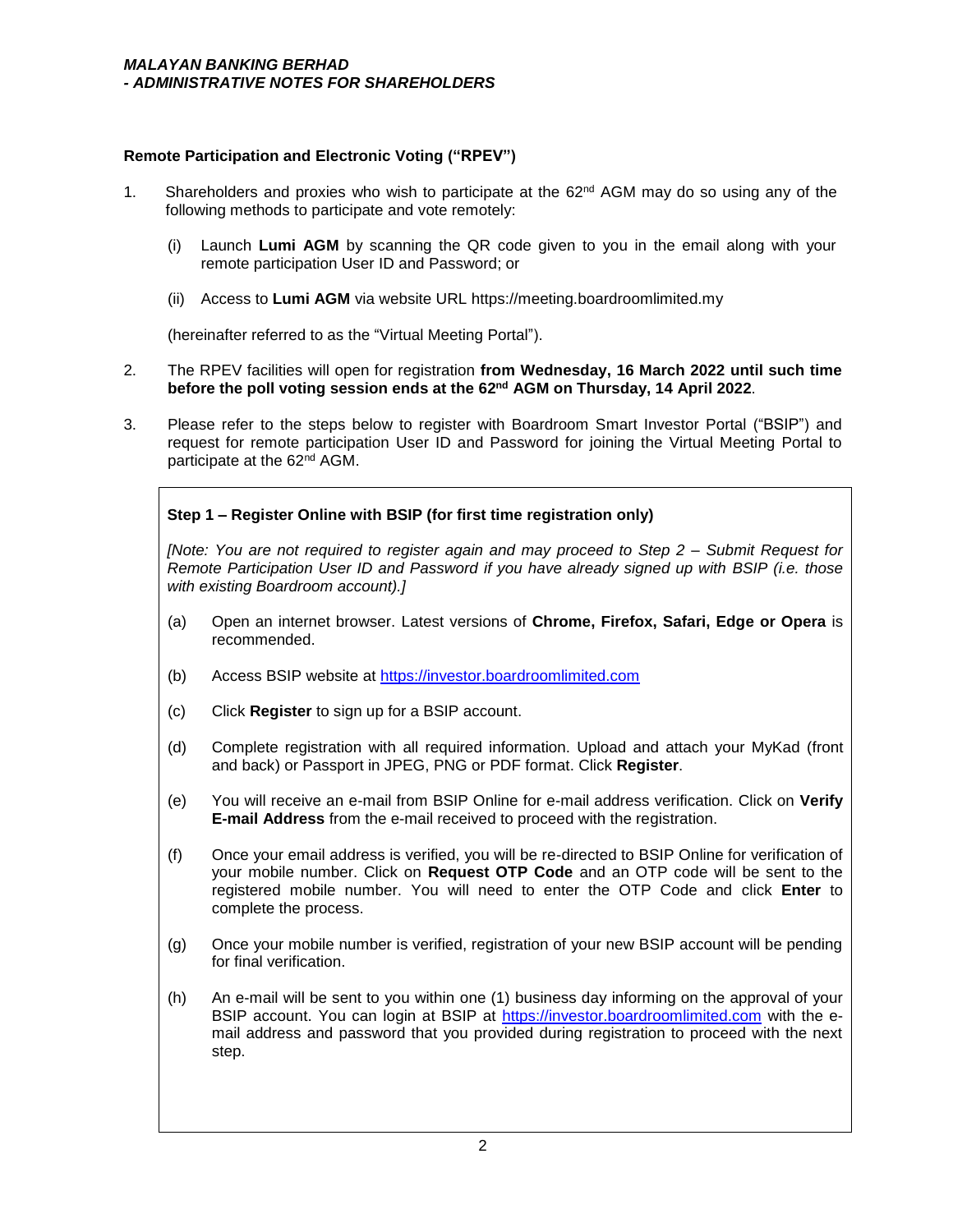### Remote Participation and Electronic Voting ("RPEV")

1. Shareholders and proxies who wish to participate at the 62nd AGM may do so using any of the following methods to participate and vote remotely:

   (i) Launch **Lumi AGM** by scanning the QR code given to you in the email along with your remote participation User ID and Password; or

   (ii) Access to **Lumi AGM** via website URL https://meeting.boardroomlimited.my

   (hereinafter referred to as the "Virtual Meeting Portal").

2. The RPEV facilities will open for registration **from Wednesday, 16 March 2022 until such time before the poll voting session ends at the 62nd AGM on Thursday, 14 April 2022**.

3. Please refer to the steps below to register with Boardroom Smart Investor Portal ("BSIP") and request for remote participation User ID and Password for joining the Virtual Meeting Portal to participate at the 62nd AGM.

**Step 1 – Register Online with BSIP (for first time registration only)**

*[Note: You are not required to register again and may proceed to Step 2 – Submit Request for Remote Participation User ID and Password if you have already signed up with BSIP (i.e. those with existing Boardroom account).]*

(a) Open an internet browser. Latest versions of **Chrome, Firefox, Safari, Edge or Opera** is recommended.

(b) Access BSIP website at https://investor.boardroomlimited.com

(c) Click **Register** to sign up for a BSIP account.

(d) Complete registration with all required information. Upload and attach your MyKad (front and back) or Passport in JPEG, PNG or PDF format. Click **Register**.

(e) You will receive an e-mail from BSIP Online for e-mail address verification. Click on **Verify E-mail Address** from the e-mail received to proceed with the registration.

(f) Once your email address is verified, you will be re-directed to BSIP Online for verification of your mobile number. Click on **Request OTP Code** and an OTP code will be sent to the registered mobile number. You will need to enter the OTP Code and click **Enter** to complete the process.

(g) Once your mobile number is verified, registration of your new BSIP account will be pending for final verification.

(h) An e-mail will be sent to you within one (1) business day informing on the approval of your BSIP account. You can login at BSIP at https://investor.boardroomlimited.com with the e-mail address and password that you provided during registration to proceed with the next step.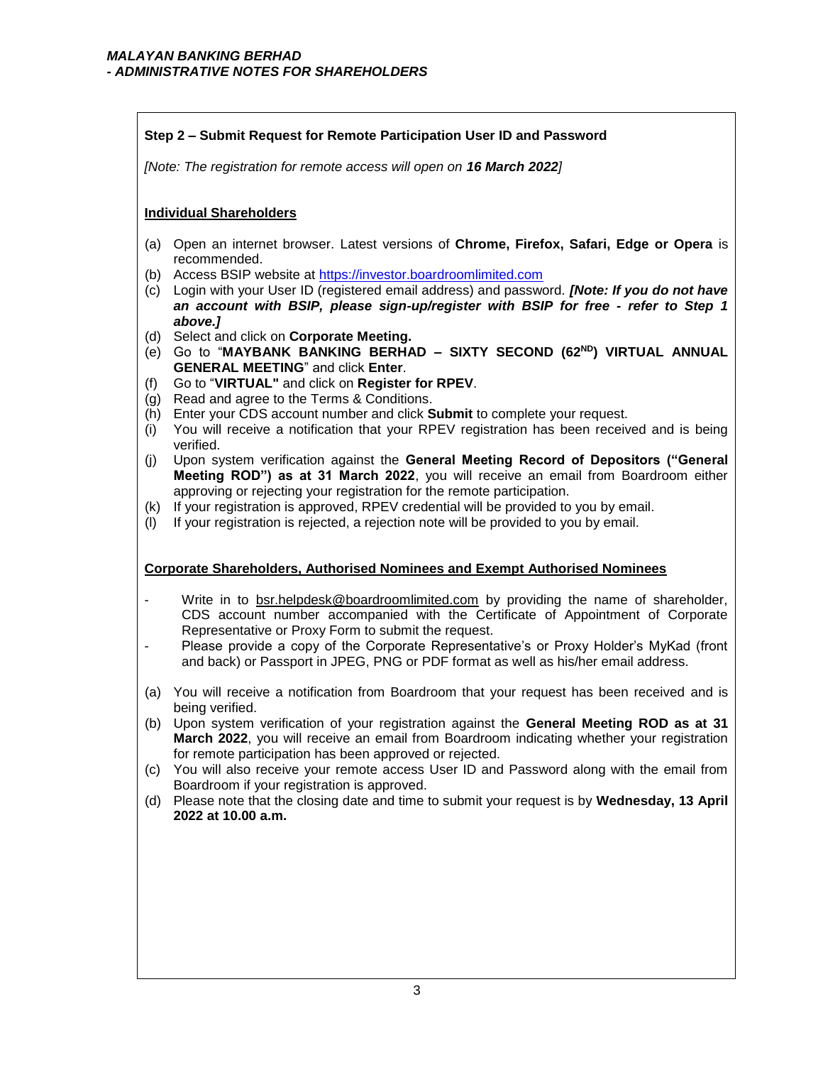**Step 2 – Submit Request for Remote Participation User ID and Password**

*[Note: The registration for remote access will open on **16 March 2022**]*

**Individual Shareholders**

(a) Open an internet browser. Latest versions of **Chrome, Firefox, Safari, Edge or Opera** is recommended.
(b) Access BSIP website at https://investor.boardroomlimited.com
(c) Login with your User ID (registered email address) and password. ***[Note: If you do not have an account with BSIP, please sign-up/register with BSIP for free - refer to Step 1 above.]***
(d) Select and click on **Corporate Meeting.**
(e) Go to "**MAYBANK BANKING BERHAD – SIXTY SECOND (62ND) VIRTUAL ANNUAL GENERAL MEETING**" and click **Enter**.
(f) Go to "**VIRTUAL"** and click on **Register for RPEV**.
(g) Read and agree to the Terms & Conditions.
(h) Enter your CDS account number and click **Submit** to complete your request.
(i) You will receive a notification that your RPEV registration has been received and is being verified.
(j) Upon system verification against the **General Meeting Record of Depositors ("General Meeting ROD") as at 31 March 2022**, you will receive an email from Boardroom either approving or rejecting your registration for the remote participation.
(k) If your registration is approved, RPEV credential will be provided to you by email.
(l) If your registration is rejected, a rejection note will be provided to you by email.

**Corporate Shareholders, Authorised Nominees and Exempt Authorised Nominees**

- Write in to bsr.helpdesk@boardroomlimited.com by providing the name of shareholder, CDS account number accompanied with the Certificate of Appointment of Corporate Representative or Proxy Form to submit the request.
- Please provide a copy of the Corporate Representative's or Proxy Holder's MyKad (front and back) or Passport in JPEG, PNG or PDF format as well as his/her email address.

(a) You will receive a notification from Boardroom that your request has been received and is being verified.
(b) Upon system verification of your registration against the **General Meeting ROD as at 31 March 2022**, you will receive an email from Boardroom indicating whether your registration for remote participation has been approved or rejected.
(c) You will also receive your remote access User ID and Password along with the email from Boardroom if your registration is approved.
(d) Please note that the closing date and time to submit your request is by **Wednesday, 13 April 2022 at 10.00 a.m.**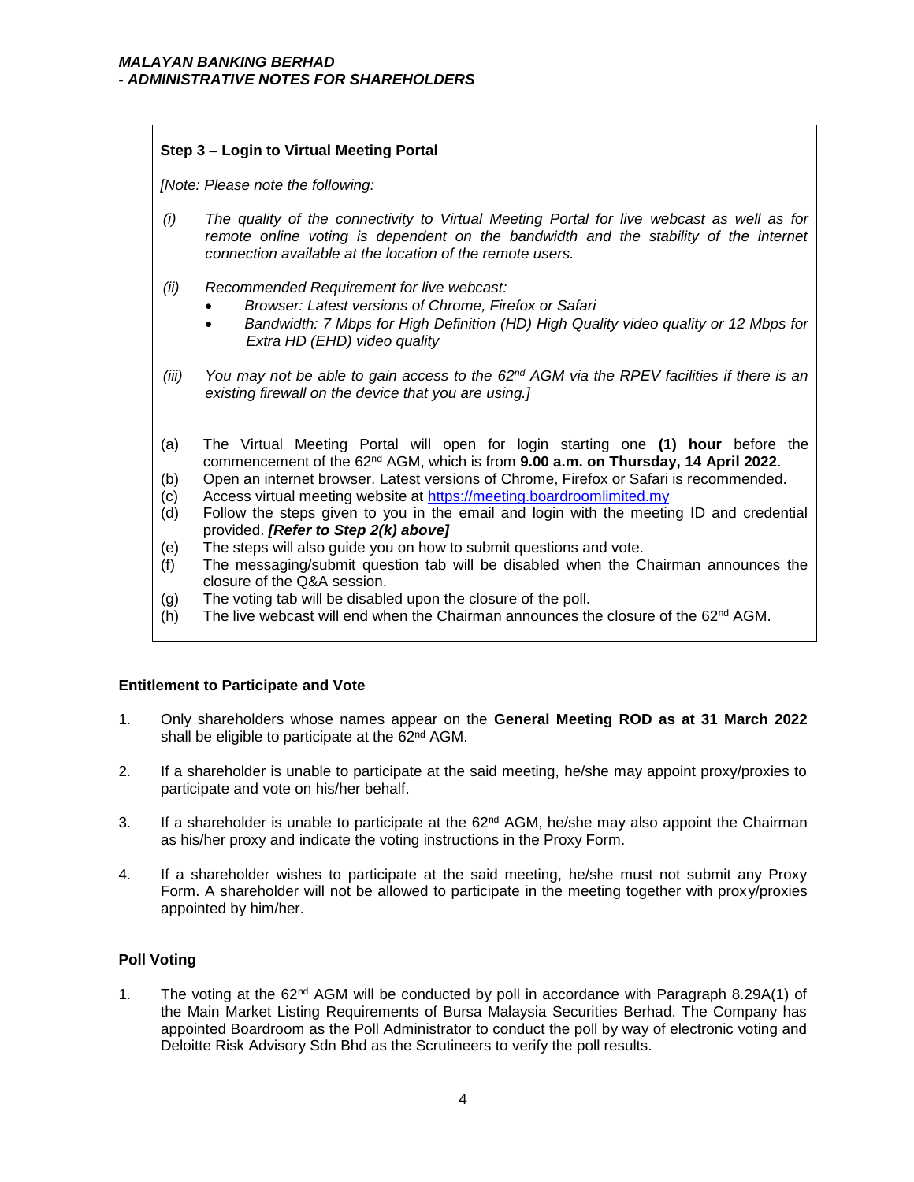**Step 3 – Login to Virtual Meeting Portal**

*[Note: Please note the following:*

*(i) The quality of the connectivity to Virtual Meeting Portal for live webcast as well as for remote online voting is dependent on the bandwidth and the stability of the internet connection available at the location of the remote users.*

*(ii) Recommended Requirement for live webcast:*

- *Browser: Latest versions of Chrome, Firefox or Safari*
- *Bandwidth: 7 Mbps for High Definition (HD) High Quality video quality or 12 Mbps for Extra HD (EHD) video quality*

*(iii) You may not be able to gain access to the 62nd AGM via the RPEV facilities if there is an existing firewall on the device that you are using.]*

(a) The Virtual Meeting Portal will open for login starting one **(1) hour** before the commencement of the 62nd AGM, which is from **9.00 a.m. on Thursday, 14 April 2022**.
(b) Open an internet browser. Latest versions of Chrome, Firefox or Safari is recommended.
(c) Access virtual meeting website at https://meeting.boardroomlimited.my
(d) Follow the steps given to you in the email and login with the meeting ID and credential provided. ***[Refer to Step 2(k) above]***
(e) The steps will also guide you on how to submit questions and vote.
(f) The messaging/submit question tab will be disabled when the Chairman announces the closure of the Q&A session.
(g) The voting tab will be disabled upon the closure of the poll.
(h) The live webcast will end when the Chairman announces the closure of the 62nd AGM.

**Entitlement to Participate and Vote**

1. Only shareholders whose names appear on the **General Meeting ROD as at 31 March 2022** shall be eligible to participate at the 62nd AGM.

2. If a shareholder is unable to participate at the said meeting, he/she may appoint proxy/proxies to participate and vote on his/her behalf.

3. If a shareholder is unable to participate at the 62nd AGM, he/she may also appoint the Chairman as his/her proxy and indicate the voting instructions in the Proxy Form.

4. If a shareholder wishes to participate at the said meeting, he/she must not submit any Proxy Form. A shareholder will not be allowed to participate in the meeting together with proxy/proxies appointed by him/her.

**Poll Voting**

1. The voting at the 62nd AGM will be conducted by poll in accordance with Paragraph 8.29A(1) of the Main Market Listing Requirements of Bursa Malaysia Securities Berhad. The Company has appointed Boardroom as the Poll Administrator to conduct the poll by way of electronic voting and Deloitte Risk Advisory Sdn Bhd as the Scrutineers to verify the poll results.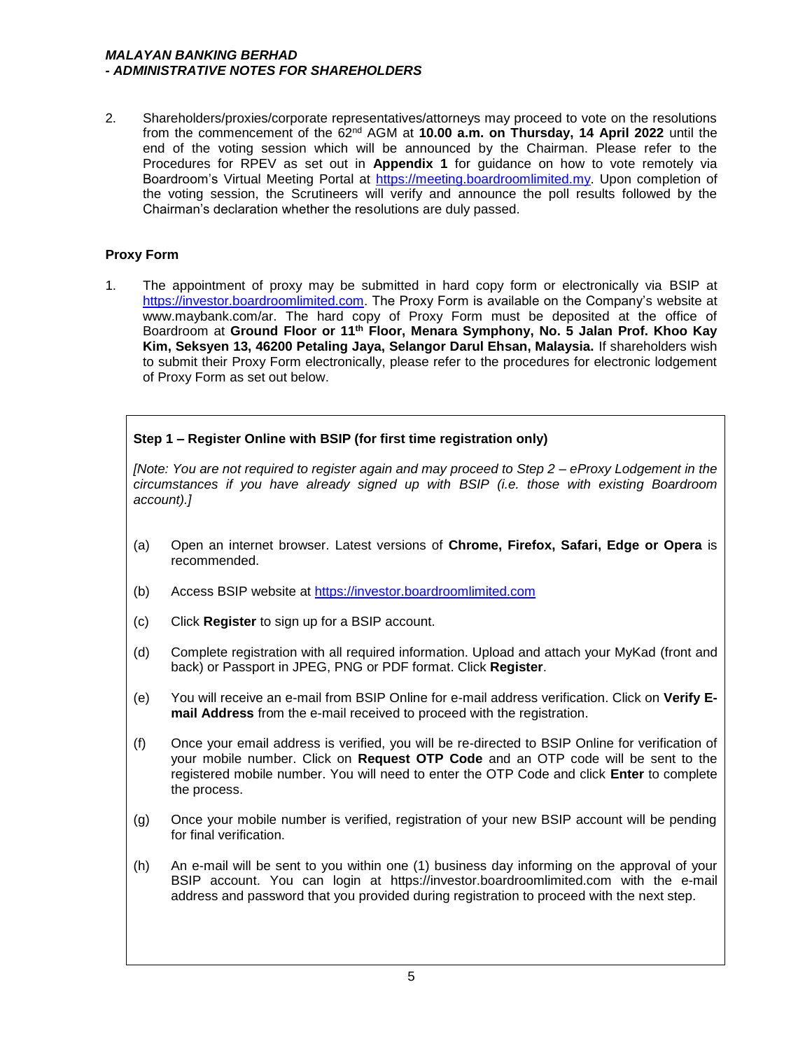2. Shareholders/proxies/corporate representatives/attorneys may proceed to vote on the resolutions from the commencement of the 62nd AGM at **10.00 a.m. on Thursday, 14 April 2022** until the end of the voting session which will be announced by the Chairman. Please refer to the Procedures for RPEV as set out in **Appendix 1** for guidance on how to vote remotely via Boardroom's Virtual Meeting Portal at https://meeting.boardroomlimited.my. Upon completion of the voting session, the Scrutineers will verify and announce the poll results followed by the Chairman's declaration whether the resolutions are duly passed.

**Proxy Form**

1. The appointment of proxy may be submitted in hard copy form or electronically via BSIP at https://investor.boardroomlimited.com. The Proxy Form is available on the Company's website at www.maybank.com/ar. The hard copy of Proxy Form must be deposited at the office of Boardroom at **Ground Floor or 11th Floor, Menara Symphony, No. 5 Jalan Prof. Khoo Kay Kim, Seksyen 13, 46200 Petaling Jaya, Selangor Darul Ehsan, Malaysia.** If shareholders wish to submit their Proxy Form electronically, please refer to the procedures for electronic lodgement of Proxy Form as set out below.

**Step 1 – Register Online with BSIP (for first time registration only)**

*[Note: You are not required to register again and may proceed to Step 2 – eProxy Lodgement in the circumstances if you have already signed up with BSIP (i.e. those with existing Boardroom account).]*

(a) Open an internet browser. Latest versions of **Chrome, Firefox, Safari, Edge or Opera** is recommended.

(b) Access BSIP website at https://investor.boardroomlimited.com

(c) Click **Register** to sign up for a BSIP account.

(d) Complete registration with all required information. Upload and attach your MyKad (front and back) or Passport in JPEG, PNG or PDF format. Click **Register**.

(e) You will receive an e-mail from BSIP Online for e-mail address verification. Click on **Verify E-mail Address** from the e-mail received to proceed with the registration.

(f) Once your email address is verified, you will be re-directed to BSIP Online for verification of your mobile number. Click on **Request OTP Code** and an OTP code will be sent to the registered mobile number. You will need to enter the OTP Code and click **Enter** to complete the process.

(g) Once your mobile number is verified, registration of your new BSIP account will be pending for final verification.

(h) An e-mail will be sent to you within one (1) business day informing on the approval of your BSIP account. You can login at https://investor.boardroomlimited.com with the e-mail address and password that you provided during registration to proceed with the next step.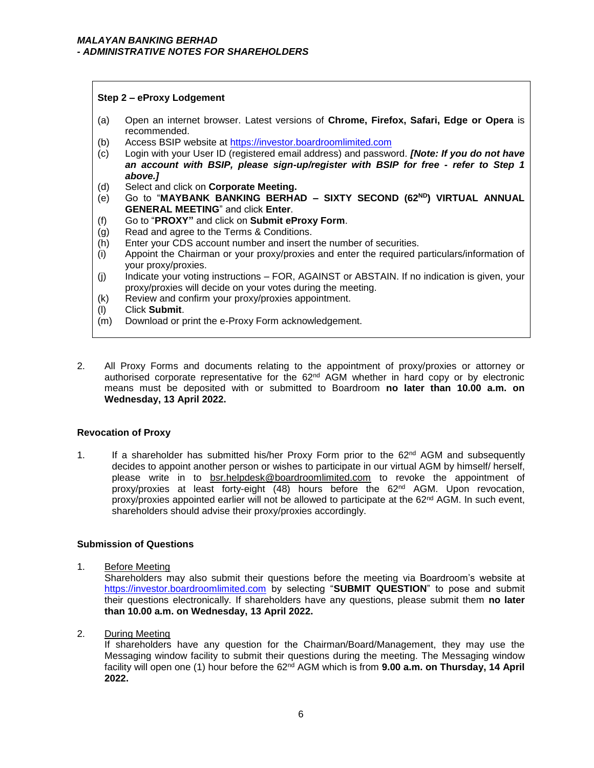**Step 2 – eProxy Lodgement**

(a) Open an internet browser. Latest versions of **Chrome, Firefox, Safari, Edge or Opera** is recommended.
(b) Access BSIP website at https://investor.boardroomlimited.com
(c) Login with your User ID (registered email address) and password. ***[Note: If you do not have an account with BSIP, please sign-up/register with BSIP for free - refer to Step 1 above.]***
(d) Select and click on **Corporate Meeting.**
(e) Go to "**MAYBANK BANKING BERHAD – SIXTY SECOND (62ND) VIRTUAL ANNUAL GENERAL MEETING**" and click **Enter**.
(f) Go to "**PROXY"** and click on **Submit eProxy Form**.
(g) Read and agree to the Terms & Conditions.
(h) Enter your CDS account number and insert the number of securities.
(i) Appoint the Chairman or your proxy/proxies and enter the required particulars/information of your proxy/proxies.
(j) Indicate your voting instructions – FOR, AGAINST or ABSTAIN. If no indication is given, your proxy/proxies will decide on your votes during the meeting.
(k) Review and confirm your proxy/proxies appointment.
(l) Click **Submit**.
(m) Download or print the e-Proxy Form acknowledgement.

2. All Proxy Forms and documents relating to the appointment of proxy/proxies or attorney or authorised corporate representative for the 62nd AGM whether in hard copy or by electronic means must be deposited with or submitted to Boardroom **no later than 10.00 a.m. on Wednesday, 13 April 2022.**

**Revocation of Proxy**

1. If a shareholder has submitted his/her Proxy Form prior to the 62nd AGM and subsequently decides to appoint another person or wishes to participate in our virtual AGM by himself/ herself, please write in to bsr.helpdesk@boardroomlimited.com to revoke the appointment of proxy/proxies at least forty-eight (48) hours before the 62nd AGM. Upon revocation, proxy/proxies appointed earlier will not be allowed to participate at the 62nd AGM. In such event, shareholders should advise their proxy/proxies accordingly.

**Submission of Questions**

1. Before Meeting
   Shareholders may also submit their questions before the meeting via Boardroom's website at https://investor.boardroomlimited.com by selecting "**SUBMIT QUESTION**" to pose and submit their questions electronically. If shareholders have any questions, please submit them **no later than 10.00 a.m. on Wednesday, 13 April 2022.**

2. During Meeting
   If shareholders have any question for the Chairman/Board/Management, they may use the Messaging window facility to submit their questions during the meeting. The Messaging window facility will open one (1) hour before the 62nd AGM which is from **9.00 a.m. on Thursday, 14 April 2022.**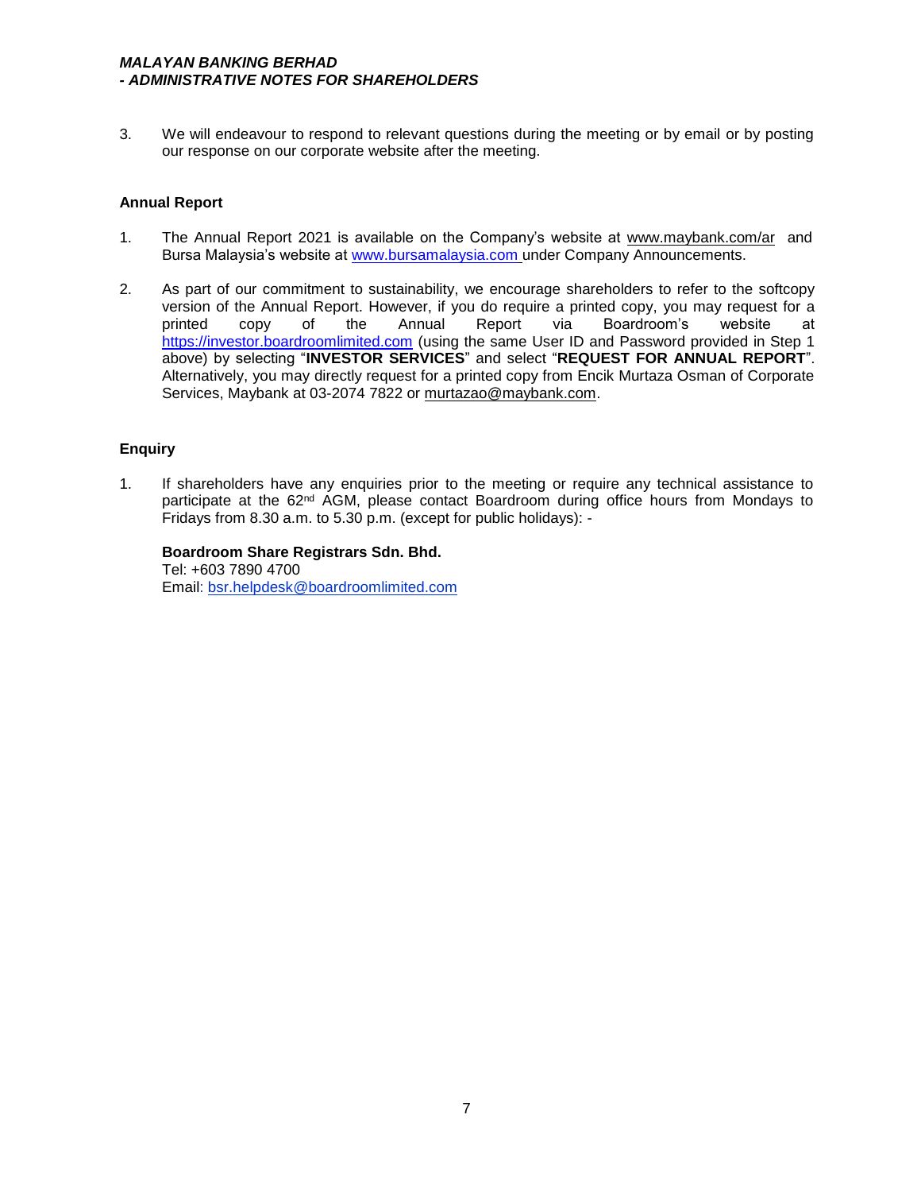3. We will endeavour to respond to relevant questions during the meeting or by email or by posting our response on our corporate website after the meeting.

**Annual Report**

1. The Annual Report 2021 is available on the Company's website at www.maybank.com/ar and Bursa Malaysia's website at www.bursamalaysia.com under Company Announcements.

2. As part of our commitment to sustainability, we encourage shareholders to refer to the softcopy version of the Annual Report. However, if you do require a printed copy, you may request for a printed copy of the Annual Report via Boardroom's website at https://investor.boardroomlimited.com (using the same User ID and Password provided in Step 1 above) by selecting "**INVESTOR SERVICES**" and select "**REQUEST FOR ANNUAL REPORT**". Alternatively, you may directly request for a printed copy from Encik Murtaza Osman of Corporate Services, Maybank at 03-2074 7822 or murtazao@maybank.com.

**Enquiry**

1. If shareholders have any enquiries prior to the meeting or require any technical assistance to participate at the 62nd AGM, please contact Boardroom during office hours from Mondays to Fridays from 8.30 a.m. to 5.30 p.m. (except for public holidays): -

   **Boardroom Share Registrars Sdn. Bhd.**
   Tel: +603 7890 4700
   Email: bsr.helpdesk@boardroomlimited.com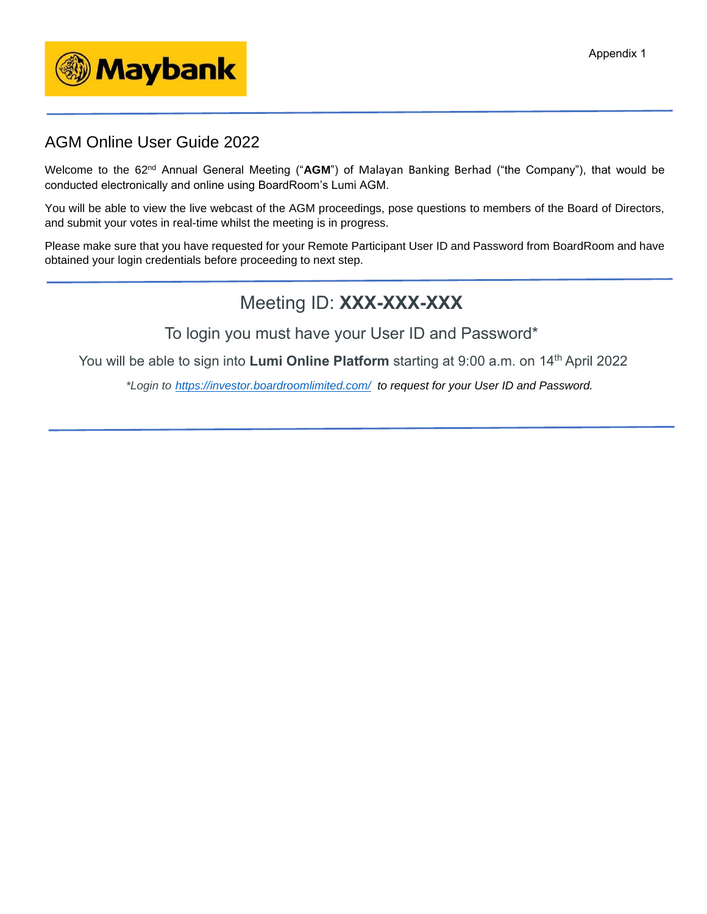Appendix 1

## AGM Online User Guide 2022

Welcome to the 62nd Annual General Meeting ("**AGM**") of Malayan Banking Berhad ("the Company"), that would be conducted electronically and online using BoardRoom's Lumi AGM.

You will be able to view the live webcast of the AGM proceedings, pose questions to members of the Board of Directors, and submit your votes in real-time whilst the meeting is in progress.

Please make sure that you have requested for your Remote Participant User ID and Password from BoardRoom and have obtained your login credentials before proceeding to next step.

## Meeting ID: **XXX-XXX-XXX**

To login you must have your User ID and Password*

You will be able to sign into **Lumi Online Platform** starting at 9:00 a.m. on 14th April 2022

*\*Login to https://investor.boardroomlimited.com/ to request for your User ID and Password.*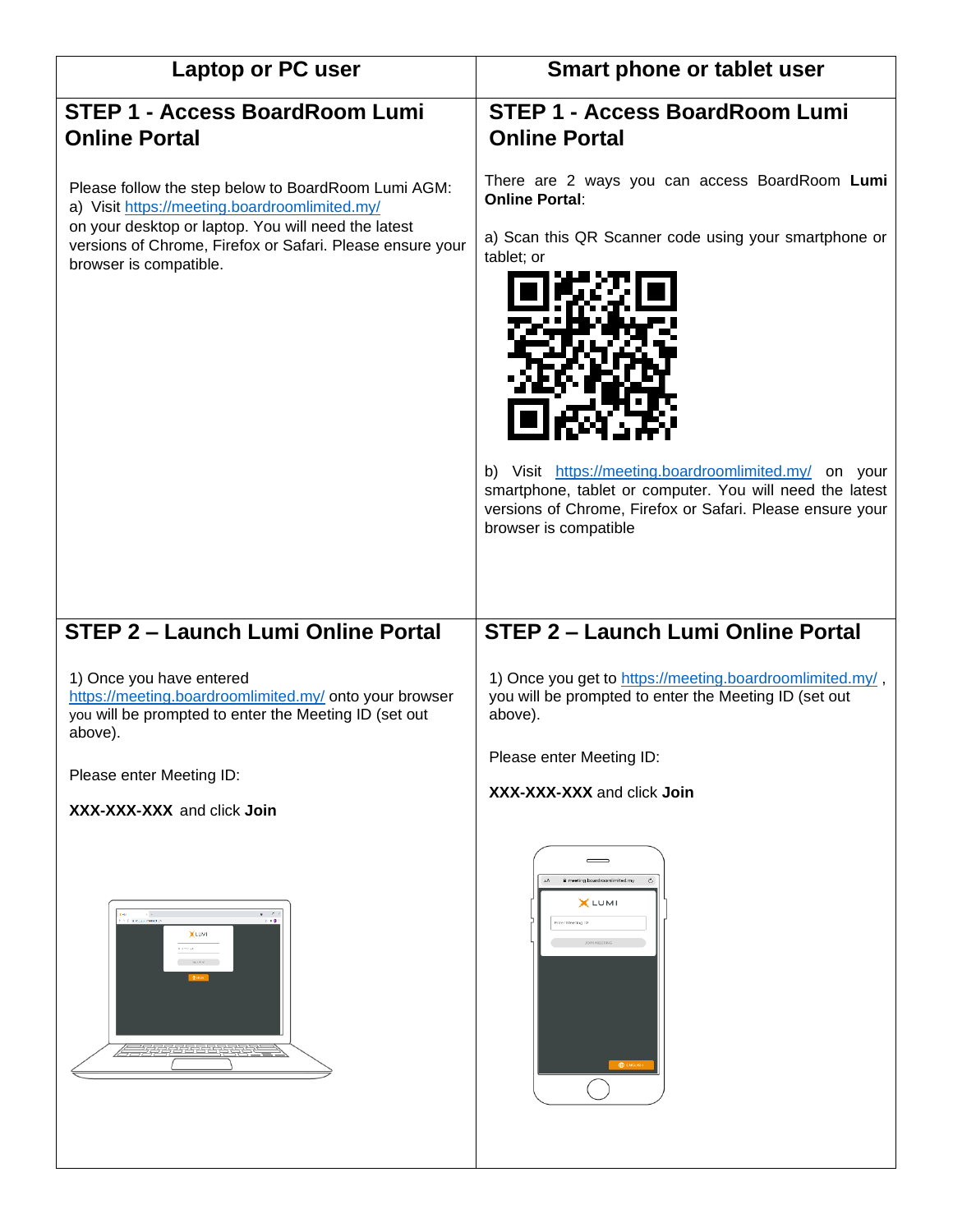| Laptop or PC user | Smart phone or tablet user |
|---|---|
| **STEP 1 - Access BoardRoom Lumi Online Portal**<br><br>Please follow the step below to BoardRoom Lumi AGM:<br>a) Visit https://meeting.boardroomlimited.my/<br>on your desktop or laptop. You will need the latest versions of Chrome, Firefox or Safari. Please ensure your browser is compatible. | **STEP 1 - Access BoardRoom Lumi Online Portal**<br><br>There are 2 ways you can access BoardRoom **Lumi Online Portal**:<br><br>a) Scan this QR Scanner code using your smartphone or tablet; or<br><br>b) Visit https://meeting.boardroomlimited.my/ on your smartphone, tablet or computer. You will need the latest versions of Chrome, Firefox or Safari. Please ensure your browser is compatible |
| **STEP 2 – Launch Lumi Online Portal**<br><br>1) Once you have entered https://meeting.boardroomlimited.my/ onto your browser you will be prompted to enter the Meeting ID (set out above).<br><br>Please enter Meeting ID:<br><br>**XXX-XXX-XXX** and click **Join** | **STEP 2 – Launch Lumi Online Portal**<br><br>1) Once you get to https://meeting.boardroomlimited.my/ , you will be prompted to enter the Meeting ID (set out above).<br><br>Please enter Meeting ID:<br><br>**XXX-XXX-XXX** and click **Join** |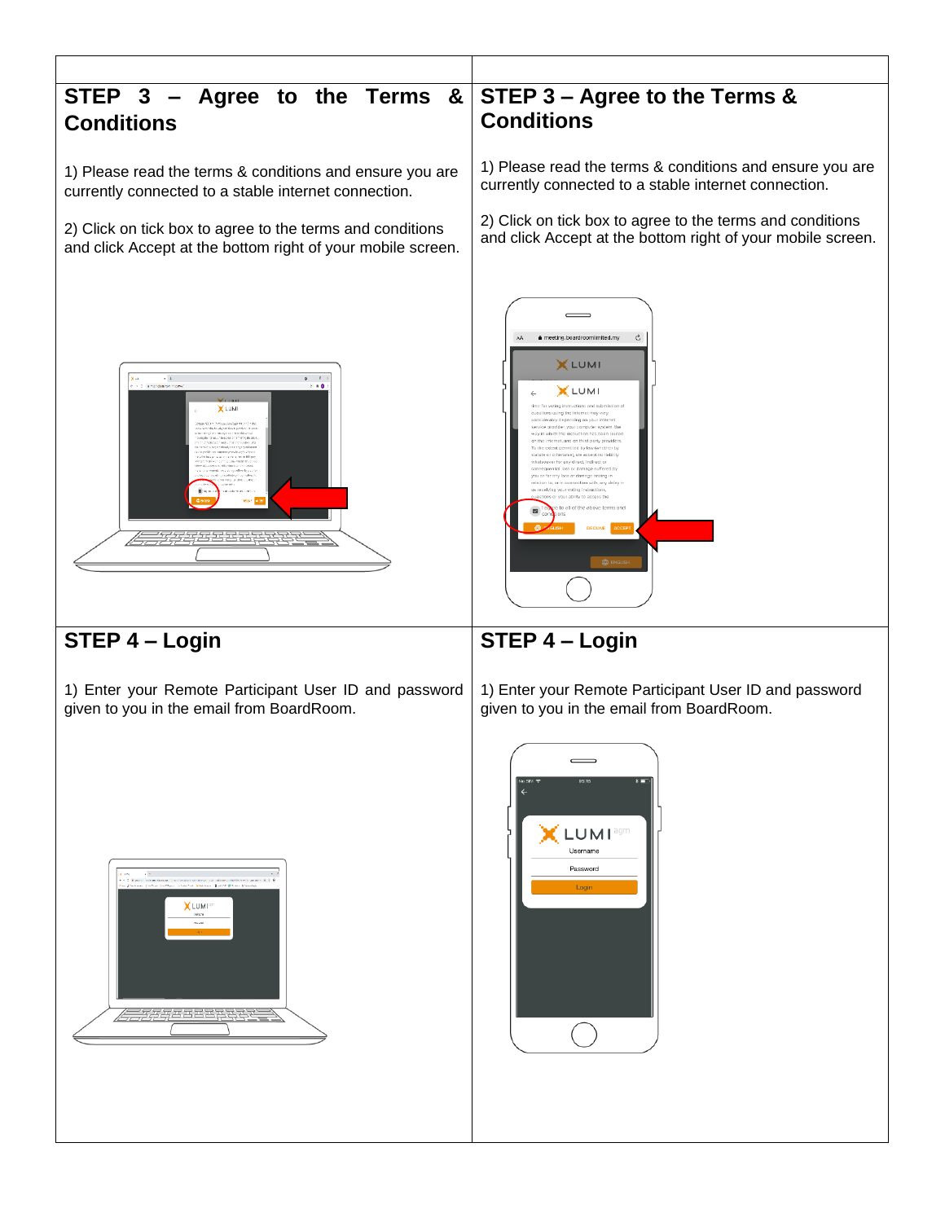| | |
|---|---|
| **STEP 3 – Agree to the Terms & Conditions**<br><br>1) Please read the terms & conditions and ensure you are currently connected to a stable internet connection.<br><br>2) Click on tick box to agree to the terms and conditions and click Accept at the bottom right of your mobile screen. | **STEP 3 – Agree to the Terms & Conditions**<br><br>1) Please read the terms & conditions and ensure you are currently connected to a stable internet connection.<br><br>2) Click on tick box to agree to the terms and conditions and click Accept at the bottom right of your mobile screen. |
| **STEP 4 – Login**<br><br>1) Enter your Remote Participant User ID and password given to you in the email from BoardRoom. | **STEP 4 – Login**<br><br>1) Enter your Remote Participant User ID and password given to you in the email from BoardRoom. |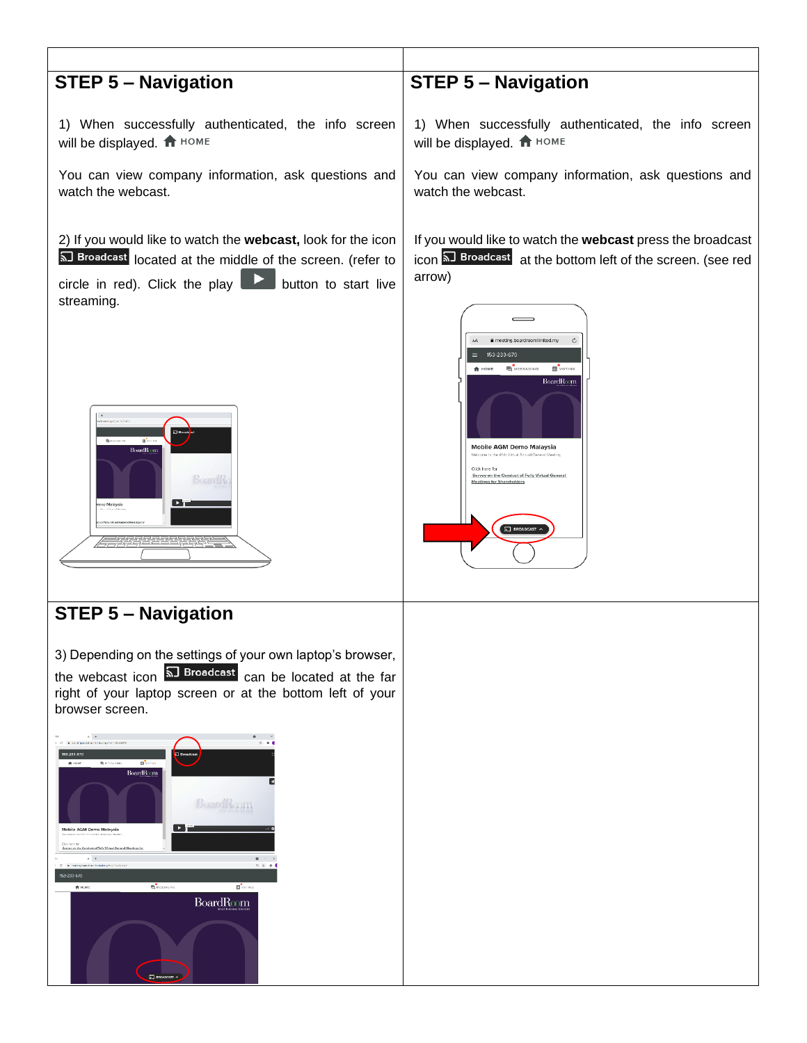## STEP 5 – Navigation

1) When successfully authenticated, the info screen will be displayed. HOME

You can view company information, ask questions and watch the webcast.

2) If you would like to watch the **webcast,** look for the icon Broadcast located at the middle of the screen. (refer to circle in red). Click the play button to start live streaming.

## STEP 5 – Navigation

1) When successfully authenticated, the info screen will be displayed. HOME

You can view company information, ask questions and watch the webcast.

If you would like to watch the **webcast** press the broadcast icon Broadcast at the bottom left of the screen. (see red arrow)

## STEP 5 – Navigation

3) Depending on the settings of your own laptop's browser, the webcast icon Broadcast can be located at the far right of your laptop screen or at the bottom left of your browser screen.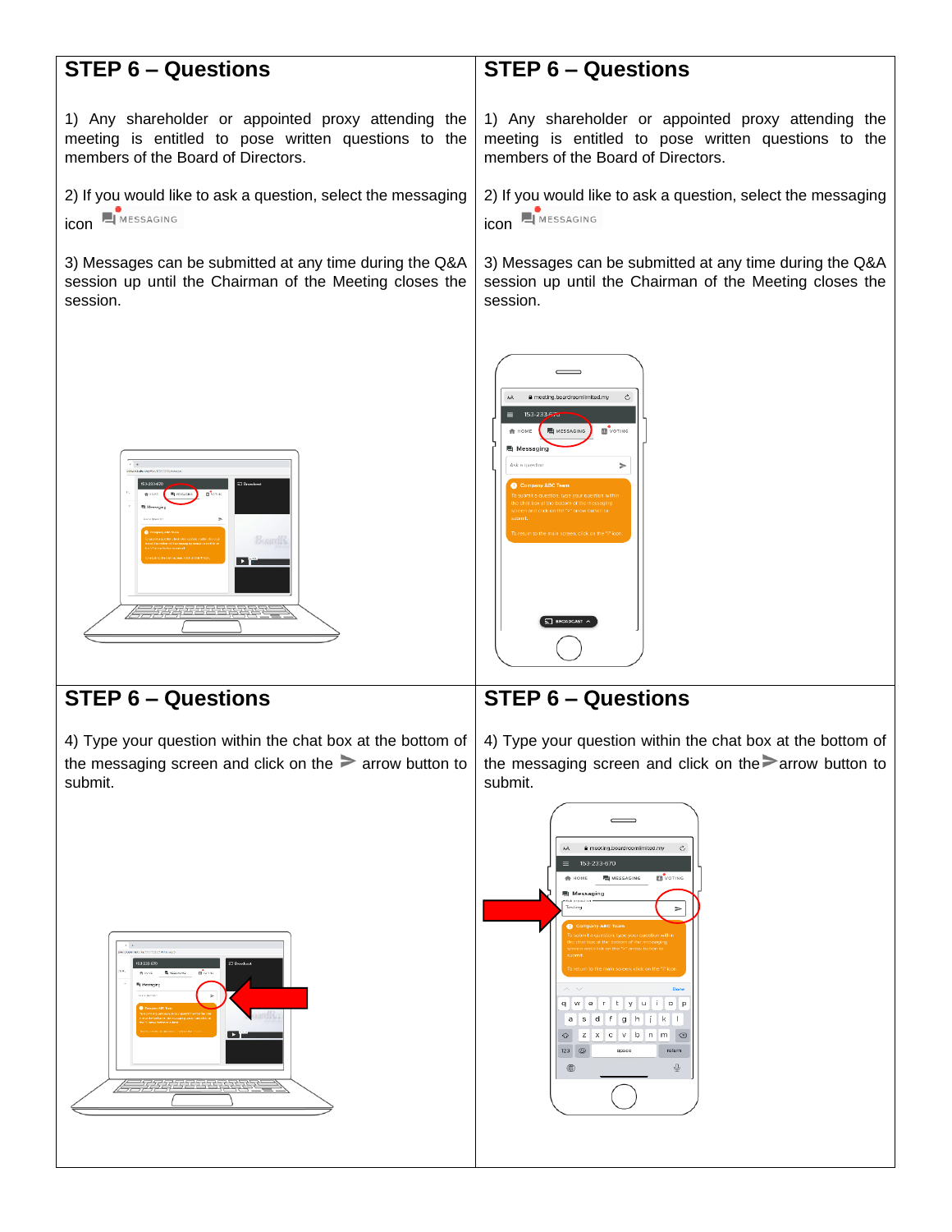## STEP 6 – Questions

1) Any shareholder or appointed proxy attending the meeting is entitled to pose written questions to the members of the Board of Directors.

2) If you would like to ask a question, select the messaging icon MESSAGING

3) Messages can be submitted at any time during the Q&A session up until the Chairman of the Meeting closes the session.

## STEP 6 – Questions

1) Any shareholder or appointed proxy attending the meeting is entitled to pose written questions to the members of the Board of Directors.

2) If you would like to ask a question, select the messaging icon MESSAGING

3) Messages can be submitted at any time during the Q&A session up until the Chairman of the Meeting closes the session.

## STEP 6 – Questions

4) Type your question within the chat box at the bottom of the messaging screen and click on the ➢ arrow button to submit.

## STEP 6 – Questions

4) Type your question within the chat box at the bottom of the messaging screen and click on the ➢ arrow button to submit.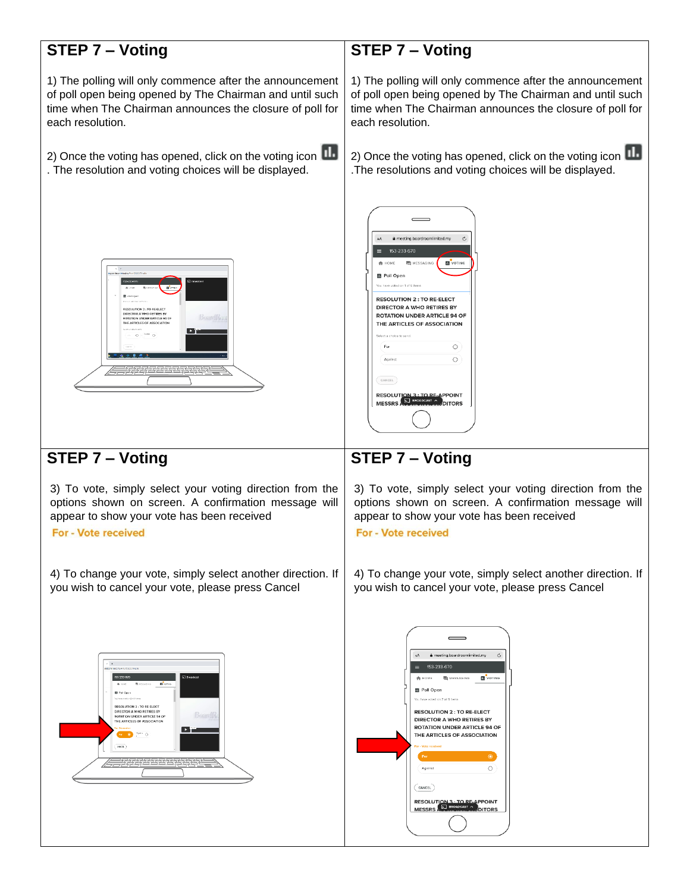## STEP 7 – Voting

1) The polling will only commence after the announcement of poll open being opened by The Chairman and until such time when The Chairman announces the closure of poll for each resolution.

2) Once the voting has opened, click on the voting icon . The resolution and voting choices will be displayed.

## STEP 7 – Voting

1) The polling will only commence after the announcement of poll open being opened by The Chairman and until such time when The Chairman announces the closure of poll for each resolution.

2) Once the voting has opened, click on the voting icon .The resolutions and voting choices will be displayed.

## STEP 7 – Voting

3) To vote, simply select your voting direction from the options shown on screen. A confirmation message will appear to show your vote has been received

**For - Vote received**

4) To change your vote, simply select another direction. If you wish to cancel your vote, please press Cancel

## STEP 7 – Voting

3) To vote, simply select your voting direction from the options shown on screen. A confirmation message will appear to show your vote has been received

**For - Vote received**

4) To change your vote, simply select another direction. If you wish to cancel your vote, please press Cancel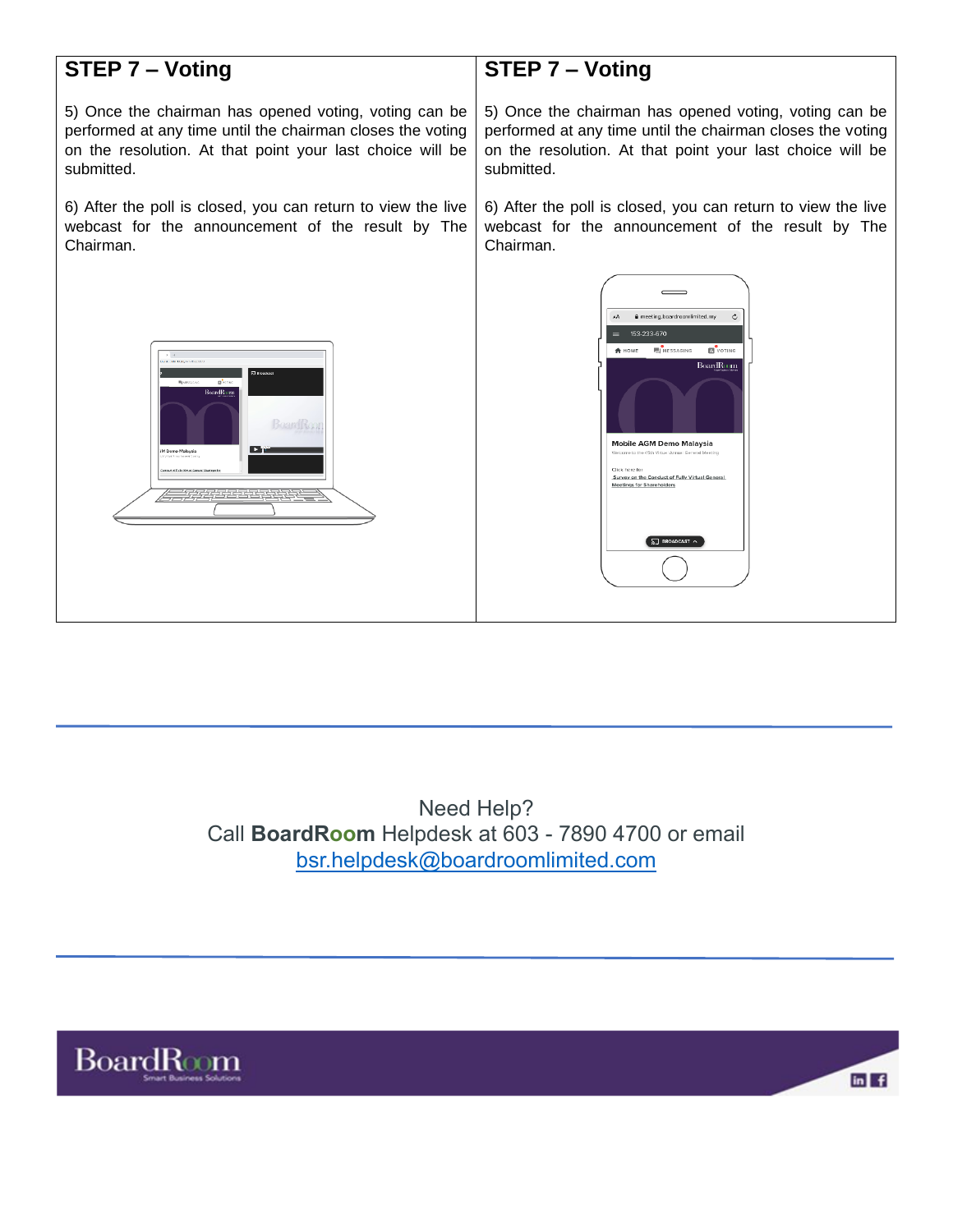| STEP 7 – Voting | STEP 7 – Voting |
|---|---|
| 5) Once the chairman has opened voting, voting can be performed at any time until the chairman closes the voting on the resolution. At that point your last choice will be submitted.<br><br>6) After the poll is closed, you can return to view the live webcast for the announcement of the result by The Chairman. | 5) Once the chairman has opened voting, voting can be performed at any time until the chairman closes the voting on the resolution. At that point your last choice will be submitted.<br><br>6) After the poll is closed, you can return to view the live webcast for the announcement of the result by The Chairman. |

Need Help?
Call **BoardRoom** Helpdesk at 603 - 7890 4700 or email [bsr.helpdesk@boardroomlimited.com](mailto:bsr.helpdesk@boardroomlimited.com)

BoardRoom
Smart Business Solutions